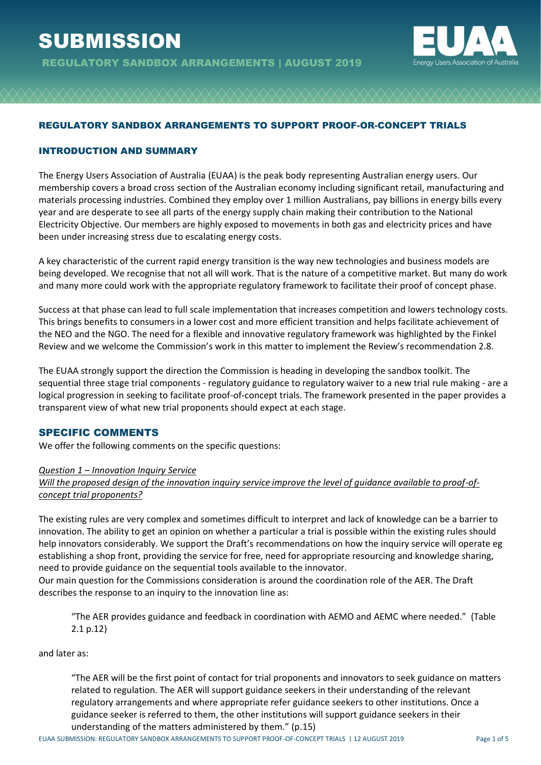# SUBMISSION

**REGULATORY SANDBOX ARRANGEMENTS | AUGUST 2019**

## REGULATORY SANDBOX ARRANGEMENTS TO SUPPORT PROOF-OR-CONCEPT TRIALS

### INTRODUCTION AND SUMMARY

The Energy Users Association of Australia (EUAA) is the peak body representing Australian energy users. Our membership covers a broad cross section of the Australian economy including significant retail, manufacturing and materials processing industries. Combined they employ over 1 million Australians, pay billions in energy bills every year and are desperate to see all parts of the energy supply chain making their contribution to the National Electricity Objective. Our members are highly exposed to movements in both gas and electricity prices and have been under increasing stress due to escalating energy costs.

A key characteristic of the current rapid energy transition is the way new technologies and business models are being developed. We recognise that not all will work. That is the nature of a competitive market. But many do work and many more could work with the appropriate regulatory framework to facilitate their proof of concept phase.

Success at that phase can lead to full scale implementation that increases competition and lowers technology costs. This brings benefits to consumers in a lower cost and more efficient transition and helps facilitate achievement of the NEO and the NGO. The need for a flexible and innovative regulatory framework was highlighted by the Finkel Review and we welcome the Commission's work in this matter to implement the Review's recommendation 2.8.

The EUAA strongly support the direction the Commission is heading in developing the sandbox toolkit. The sequential three stage trial components - regulatory guidance to regulatory waiver to a new trial rule making - are a logical progression in seeking to facilitate proof-of-concept trials. The framework presented in the paper provides a transparent view of what new trial proponents should expect at each stage.

### SPECIFIC COMMENTS

We offer the following comments on the specific questions:

*Question 1 – Innovation Inquiry Service*

*Will the proposed design of the innovation inquiry service improve the level of guidance available to proof-of-concept trial proponents?*

The existing rules are very complex and sometimes difficult to interpret and lack of knowledge can be a barrier to innovation. The ability to get an opinion on whether a particular a trial is possible within the existing rules should help innovators considerably. We support the Draft's recommendations on how the inquiry service will operate eg establishing a shop front, providing the service for free, need for appropriate resourcing and knowledge sharing, need to provide guidance on the sequential tools available to the innovator.

Our main question for the Commissions consideration is around the coordination role of the AER. The Draft describes the response to an inquiry to the innovation line as:

> "The AER provides guidance and feedback in coordination with AEMO and AEMC where needed." (Table 2.1 p.12)

and later as:

> "The AER will be the first point of contact for trial proponents and innovators to seek guidance on matters related to regulation. The AER will support guidance seekers in their understanding of the relevant regulatory arrangements and where appropriate refer guidance seekers to other institutions. Once a guidance seeker is referred to them, the other institutions will support guidance seekers in their understanding of the matters administered by them." (p.15)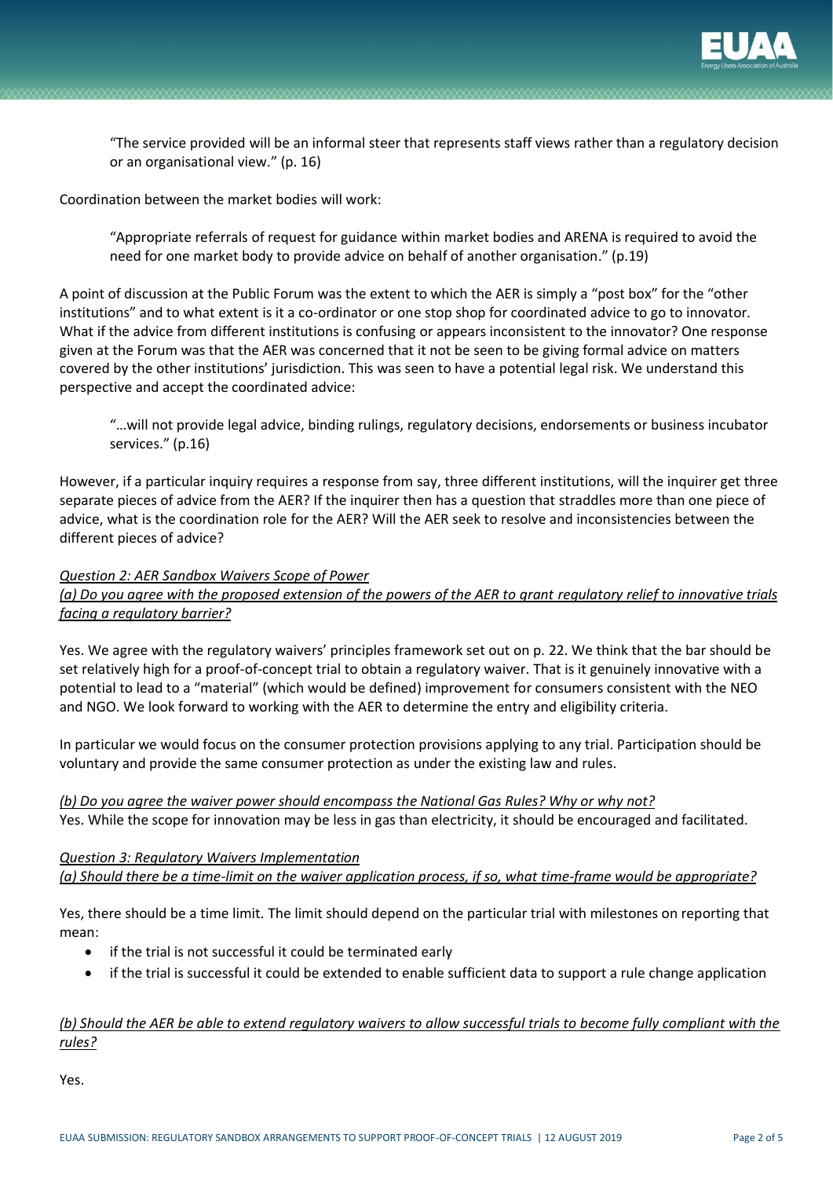> "The service provided will be an informal steer that represents staff views rather than a regulatory decision or an organisational view." (p. 16)

Coordination between the market bodies will work:

> "Appropriate referrals of request for guidance within market bodies and ARENA is required to avoid the need for one market body to provide advice on behalf of another organisation." (p.19)

A point of discussion at the Public Forum was the extent to which the AER is simply a "post box" for the "other institutions" and to what extent is it a co-ordinator or one stop shop for coordinated advice to go to innovator. What if the advice from different institutions is confusing or appears inconsistent to the innovator? One response given at the Forum was that the AER was concerned that it not be seen to be giving formal advice on matters covered by the other institutions' jurisdiction. This was seen to have a potential legal risk. We understand this perspective and accept the coordinated advice:

> "…will not provide legal advice, binding rulings, regulatory decisions, endorsements or business incubator services." (p.16)

However, if a particular inquiry requires a response from say, three different institutions, will the inquirer get three separate pieces of advice from the AER? If the inquirer then has a question that straddles more than one piece of advice, what is the coordination role for the AER? Will the AER seek to resolve and inconsistencies between the different pieces of advice?

*Question 2: AER Sandbox Waivers Scope of Power*

*(a) Do you agree with the proposed extension of the powers of the AER to grant regulatory relief to innovative trials facing a regulatory barrier?*

Yes. We agree with the regulatory waivers' principles framework set out on p. 22. We think that the bar should be set relatively high for a proof-of-concept trial to obtain a regulatory waiver. That is it genuinely innovative with a potential to lead to a "material" (which would be defined) improvement for consumers consistent with the NEO and NGO. We look forward to working with the AER to determine the entry and eligibility criteria.

In particular we would focus on the consumer protection provisions applying to any trial. Participation should be voluntary and provide the same consumer protection as under the existing law and rules.

*(b) Do you agree the waiver power should encompass the National Gas Rules? Why or why not?*

Yes. While the scope for innovation may be less in gas than electricity, it should be encouraged and facilitated.

*Question 3: Regulatory Waivers Implementation*

*(a) Should there be a time-limit on the waiver application process, if so, what time-frame would be appropriate?*

Yes, there should be a time limit. The limit should depend on the particular trial with milestones on reporting that mean:

- if the trial is not successful it could be terminated early
- if the trial is successful it could be extended to enable sufficient data to support a rule change application

*(b) Should the AER be able to extend regulatory waivers to allow successful trials to become fully compliant with the rules?*

Yes.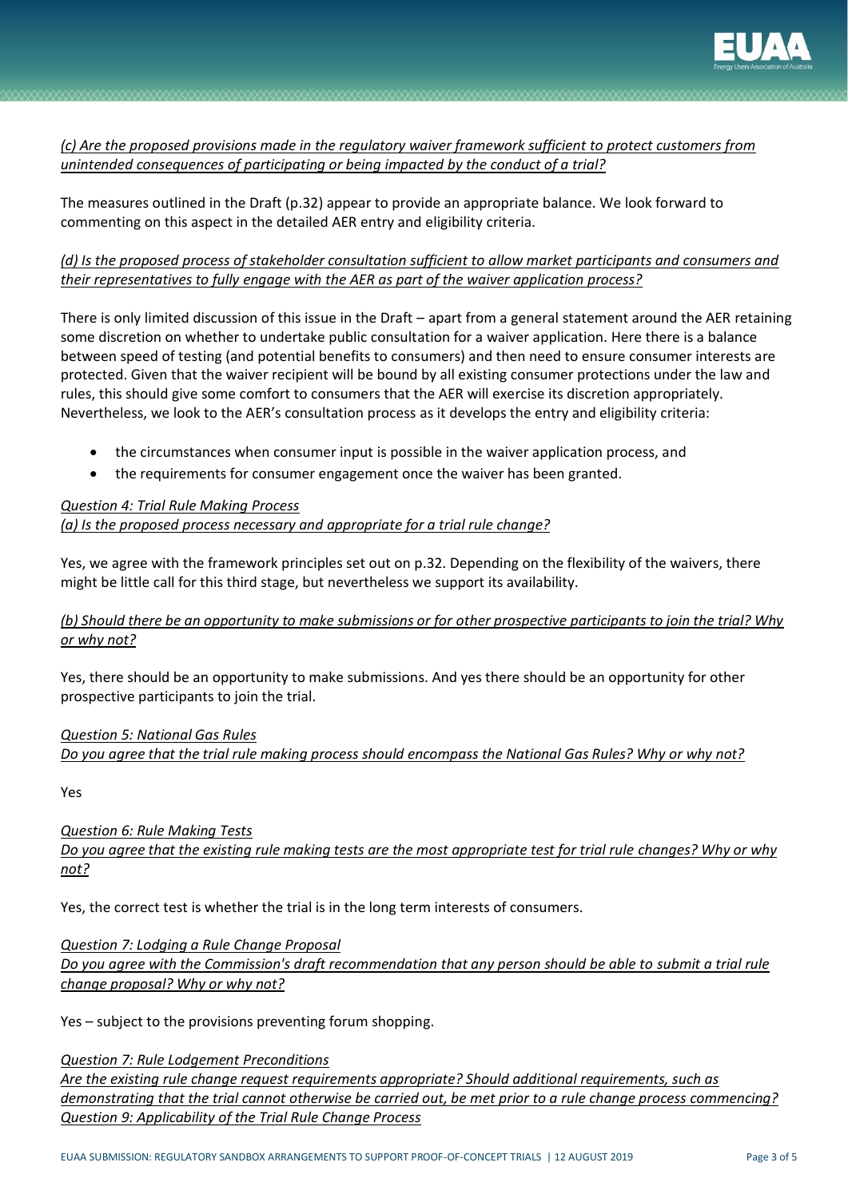*(c) Are the proposed provisions made in the regulatory waiver framework sufficient to protect customers from unintended consequences of participating or being impacted by the conduct of a trial?*

The measures outlined in the Draft (p.32) appear to provide an appropriate balance. We look forward to commenting on this aspect in the detailed AER entry and eligibility criteria.

*(d) Is the proposed process of stakeholder consultation sufficient to allow market participants and consumers and their representatives to fully engage with the AER as part of the waiver application process?*

There is only limited discussion of this issue in the Draft – apart from a general statement around the AER retaining some discretion on whether to undertake public consultation for a waiver application. Here there is a balance between speed of testing (and potential benefits to consumers) and then need to ensure consumer interests are protected. Given that the waiver recipient will be bound by all existing consumer protections under the law and rules, this should give some comfort to consumers that the AER will exercise its discretion appropriately. Nevertheless, we look to the AER's consultation process as it develops the entry and eligibility criteria:

- the circumstances when consumer input is possible in the waiver application process, and
- the requirements for consumer engagement once the waiver has been granted.

*Question 4: Trial Rule Making Process*
*(a) Is the proposed process necessary and appropriate for a trial rule change?*

Yes, we agree with the framework principles set out on p.32. Depending on the flexibility of the waivers, there might be little call for this third stage, but nevertheless we support its availability.

*(b) Should there be an opportunity to make submissions or for other prospective participants to join the trial? Why or why not?*

Yes, there should be an opportunity to make submissions. And yes there should be an opportunity for other prospective participants to join the trial.

*Question 5: National Gas Rules*
*Do you agree that the trial rule making process should encompass the National Gas Rules? Why or why not?*

Yes

*Question 6: Rule Making Tests*
*Do you agree that the existing rule making tests are the most appropriate test for trial rule changes? Why or why not?*

Yes, the correct test is whether the trial is in the long term interests of consumers.

*Question 7: Lodging a Rule Change Proposal*
*Do you agree with the Commission's draft recommendation that any person should be able to submit a trial rule change proposal? Why or why not?*

Yes – subject to the provisions preventing forum shopping.

*Question 7: Rule Lodgement Preconditions*
*Are the existing rule change request requirements appropriate? Should additional requirements, such as demonstrating that the trial cannot otherwise be carried out, be met prior to a rule change process commencing?*
*Question 9: Applicability of the Trial Rule Change Process*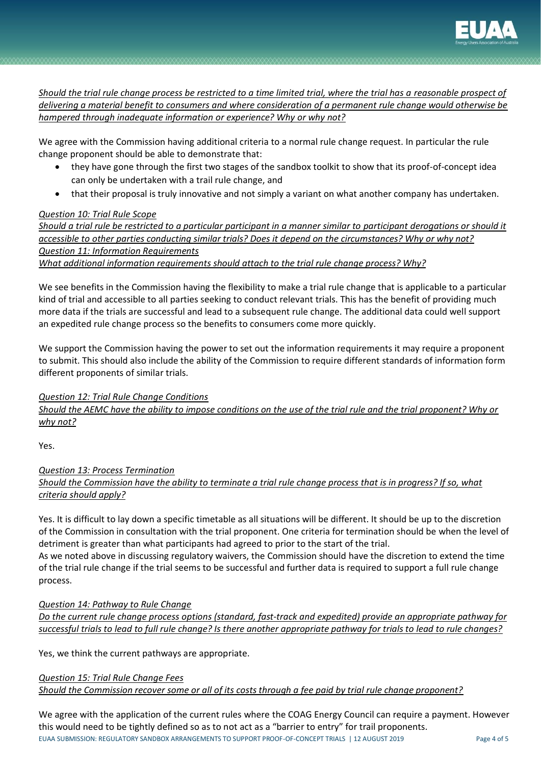*Should the trial rule change process be restricted to a time limited trial, where the trial has a reasonable prospect of delivering a material benefit to consumers and where consideration of a permanent rule change would otherwise be hampered through inadequate information or experience? Why or why not?*

We agree with the Commission having additional criteria to a normal rule change request. In particular the rule change proponent should be able to demonstrate that:

- they have gone through the first two stages of the sandbox toolkit to show that its proof-of-concept idea can only be undertaken with a trail rule change, and
- that their proposal is truly innovative and not simply a variant on what another company has undertaken.

*Question 10: Trial Rule Scope*

*Should a trial rule be restricted to a particular participant in a manner similar to participant derogations or should it accessible to other parties conducting similar trials? Does it depend on the circumstances? Why or why not?*

*Question 11: Information Requirements*

*What additional information requirements should attach to the trial rule change process? Why?*

We see benefits in the Commission having the flexibility to make a trial rule change that is applicable to a particular kind of trial and accessible to all parties seeking to conduct relevant trials. This has the benefit of providing much more data if the trials are successful and lead to a subsequent rule change. The additional data could well support an expedited rule change process so the benefits to consumers come more quickly.

We support the Commission having the power to set out the information requirements it may require a proponent to submit. This should also include the ability of the Commission to require different standards of information form different proponents of similar trials.

*Question 12: Trial Rule Change Conditions*

*Should the AEMC have the ability to impose conditions on the use of the trial rule and the trial proponent? Why or why not?*

Yes.

*Question 13: Process Termination*

*Should the Commission have the ability to terminate a trial rule change process that is in progress? If so, what criteria should apply?*

Yes. It is difficult to lay down a specific timetable as all situations will be different. It should be up to the discretion of the Commission in consultation with the trial proponent. One criteria for termination should be when the level of detriment is greater than what participants had agreed to prior to the start of the trial.
As we noted above in discussing regulatory waivers, the Commission should have the discretion to extend the time of the trial rule change if the trial seems to be successful and further data is required to support a full rule change process.

*Question 14: Pathway to Rule Change*

*Do the current rule change process options (standard, fast-track and expedited) provide an appropriate pathway for successful trials to lead to full rule change? Is there another appropriate pathway for trials to lead to rule changes?*

Yes, we think the current pathways are appropriate.

*Question 15: Trial Rule Change Fees*

*Should the Commission recover some or all of its costs through a fee paid by trial rule change proponent?*

We agree with the application of the current rules where the COAG Energy Council can require a payment. However this would need to be tightly defined so as to not act as a "barrier to entry" for trail proponents.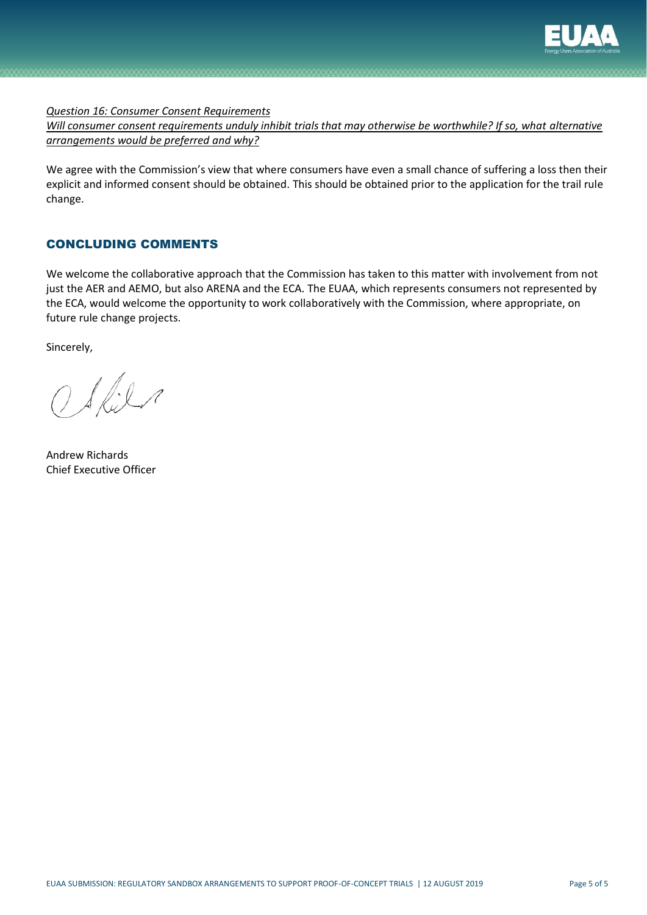*Question 16: Consumer Consent Requirements*

*Will consumer consent requirements unduly inhibit trials that may otherwise be worthwhile? If so, what alternative arrangements would be preferred and why?*

We agree with the Commission's view that where consumers have even a small chance of suffering a loss then their explicit and informed consent should be obtained. This should be obtained prior to the application for the trail rule change.

## CONCLUDING COMMENTS

We welcome the collaborative approach that the Commission has taken to this matter with involvement from not just the AER and AEMO, but also ARENA and the ECA. The EUAA, which represents consumers not represented by the ECA, would welcome the opportunity to work collaboratively with the Commission, where appropriate, on future rule change projects.

Sincerely,

Andrew Richards
Chief Executive Officer